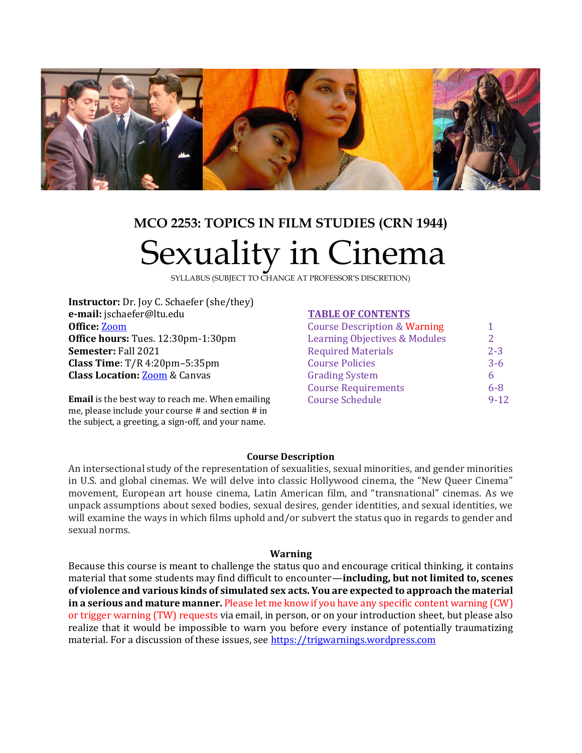## MCO 2253: TOPICS IN FILM STUDIES (CRN 1944)

# Sexuality in Cinema

SYLLABUS (SUBJECT TO CHANGE AT PROFESSOR'S DISCRETION)

**Instructor:** Dr. Joy C. Schaefer (she/they)
**e-mail:** jschaefer@ltu.edu
**Office:** Zoom
**Office hours:** Tues. 12:30pm-1:30pm
**Semester:** Fall 2021
**Class Time**: T/R 4:20pm–5:35pm
**Class Location:** Zoom & Canvas

**Email** is the best way to reach me. When emailing me, please include your course # and section # in the subject, a greeting, a sign-off, and your name.

**TABLE OF CONTENTS**

| | |
|---|---|
| Course Description & Warning | 1 |
| Learning Objectives & Modules | 2 |
| Required Materials | 2-3 |
| Course Policies | 3-6 |
| Grading System | 6 |
| Course Requirements | 6-8 |
| Course Schedule | 9-12 |

### Course Description

An intersectional study of the representation of sexualities, sexual minorities, and gender minorities in U.S. and global cinemas. We will delve into classic Hollywood cinema, the "New Queer Cinema" movement, European art house cinema, Latin American film, and "transnational" cinemas. As we unpack assumptions about sexed bodies, sexual desires, gender identities, and sexual identities, we will examine the ways in which films uphold and/or subvert the status quo in regards to gender and sexual norms.

### Warning

Because this course is meant to challenge the status quo and encourage critical thinking, it contains material that some students may find difficult to encounter—**including, but not limited to, scenes of violence and various kinds of simulated sex acts. You are expected to approach the material in a serious and mature manner.** Please let me know if you have any specific content warning (CW) or trigger warning (TW) requests via email, in person, or on your introduction sheet, but please also realize that it would be impossible to warn you before every instance of potentially traumatizing material. For a discussion of these issues, see https://trigwarnings.wordpress.com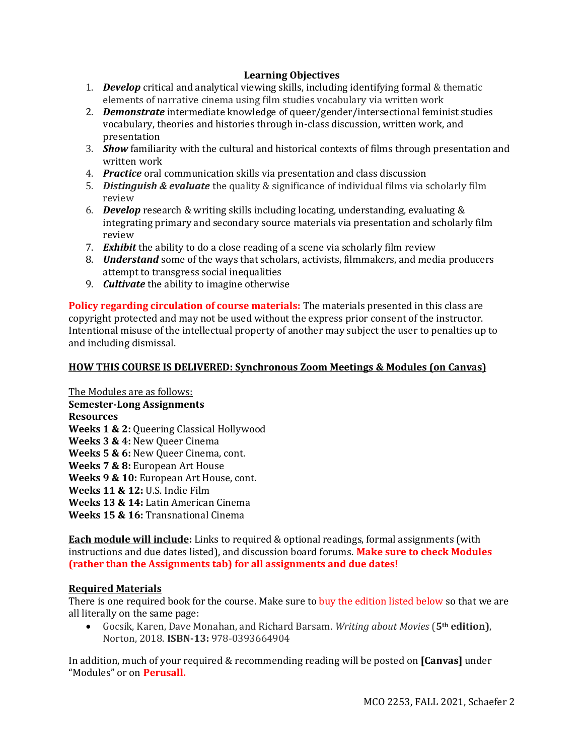**Learning Objectives**

1. ***Develop*** critical and analytical viewing skills, including identifying formal & thematic elements of narrative cinema using film studies vocabulary via written work
2. ***Demonstrate*** intermediate knowledge of queer/gender/intersectional feminist studies vocabulary, theories and histories through in-class discussion, written work, and presentation
3. ***Show*** familiarity with the cultural and historical contexts of films through presentation and written work
4. ***Practice*** oral communication skills via presentation and class discussion
5. ***Distinguish & evaluate*** the quality & significance of individual films via scholarly film review
6. ***Develop*** research & writing skills including locating, understanding, evaluating & integrating primary and secondary source materials via presentation and scholarly film review
7. ***Exhibit*** the ability to do a close reading of a scene via scholarly film review
8. ***Understand*** some of the ways that scholars, activists, filmmakers, and media producers attempt to transgress social inequalities
9. ***Cultivate*** the ability to imagine otherwise

**Policy regarding circulation of course materials:** The materials presented in this class are copyright protected and may not be used without the express prior consent of the instructor. Intentional misuse of the intellectual property of another may subject the user to penalties up to and including dismissal.

**HOW THIS COURSE IS DELIVERED: Synchronous Zoom Meetings & Modules (on Canvas)**

The Modules are as follows:

**Semester-Long Assignments**
**Resources**
**Weeks 1 & 2:** Queering Classical Hollywood
**Weeks 3 & 4:** New Queer Cinema
**Weeks 5 & 6:** New Queer Cinema, cont.
**Weeks 7 & 8:** European Art House
**Weeks 9 & 10:** European Art House, cont.
**Weeks 11 & 12:** U.S. Indie Film
**Weeks 13 & 14:** Latin American Cinema
**Weeks 15 & 16:** Transnational Cinema

**Each module will include:** Links to required & optional readings, formal assignments (with instructions and due dates listed), and discussion board forums. **Make sure to check Modules (rather than the Assignments tab) for all assignments and due dates!**

**Required Materials**

There is one required book for the course. Make sure to buy the edition listed below so that we are all literally on the same page:

- Gocsik, Karen, Dave Monahan, and Richard Barsam. *Writing about Movies* (**5th edition)**, Norton, 2018. **ISBN-13:** 978-0393664904

In addition, much of your required & recommending reading will be posted on **[Canvas]** under "Modules" or on **Perusall.**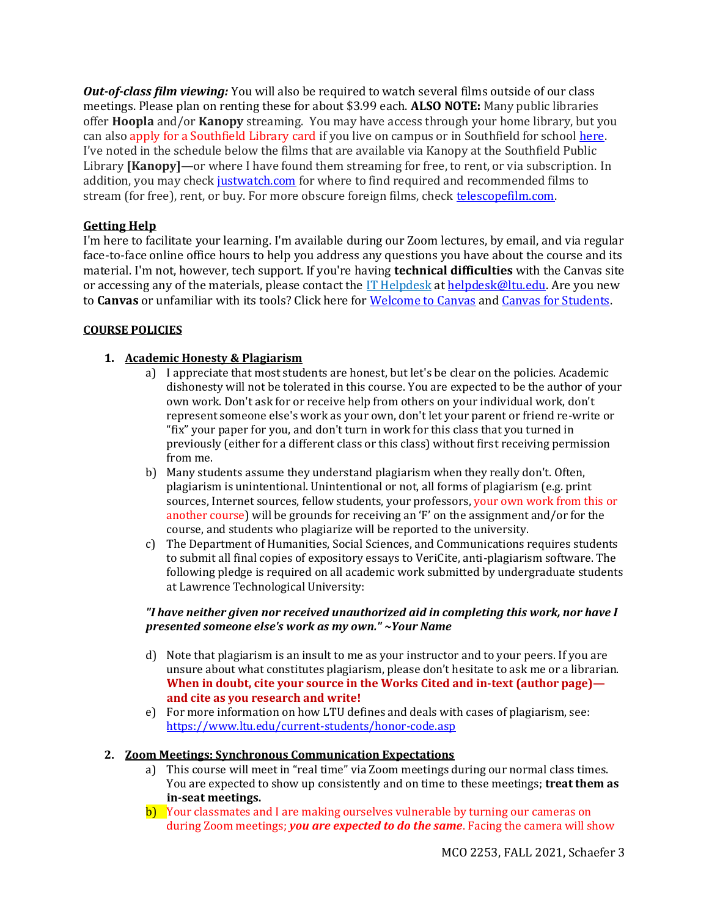***Out-of-class film viewing:*** You will also be required to watch several films outside of our class meetings. Please plan on renting these for about $3.99 each. **ALSO NOTE:** Many public libraries offer **Hoopla** and/or **Kanopy** streaming. You may have access through your home library, but you can also apply for a Southfield Library card if you live on campus or in Southfield for school here. I've noted in the schedule below the films that are available via Kanopy at the Southfield Public Library **[Kanopy]**—or where I have found them streaming for free, to rent, or via subscription. In addition, you may check justwatch.com for where to find required and recommended films to stream (for free), rent, or buy. For more obscure foreign films, check telescopefilm.com.

## Getting Help

I'm here to facilitate your learning. I'm available during our Zoom lectures, by email, and via regular face-to-face online office hours to help you address any questions you have about the course and its material. I'm not, however, tech support. If you're having **technical difficulties** with the Canvas site or accessing any of the materials, please contact the IT Helpdesk at helpdesk@ltu.edu. Are you new to **Canvas** or unfamiliar with its tools? Click here for Welcome to Canvas and Canvas for Students.

## COURSE POLICIES

1. **Academic Honesty & Plagiarism**
   a) I appreciate that most students are honest, but let's be clear on the policies. Academic dishonesty will not be tolerated in this course. You are expected to be the author of your own work. Don't ask for or receive help from others on your individual work, don't represent someone else's work as your own, don't let your parent or friend re-write or "fix" your paper for you, and don't turn in work for this class that you turned in previously (either for a different class or this class) without first receiving permission from me.
   
   b) Many students assume they understand plagiarism when they really don't. Often, plagiarism is unintentional. Unintentional or not, all forms of plagiarism (e.g. print sources, Internet sources, fellow students, your professors, your own work from this or another course) will be grounds for receiving an 'F' on the assignment and/or for the course, and students who plagiarize will be reported to the university.
   
   c) The Department of Humanities, Social Sciences, and Communications requires students to submit all final copies of expository essays to VeriCite, anti-plagiarism software. The following pledge is required on all academic work submitted by undergraduate students at Lawrence Technological University:

   ***"I have neither given nor received unauthorized aid in completing this work, nor have I presented someone else's work as my own." ~Your Name***

   d) Note that plagiarism is an insult to me as your instructor and to your peers. If you are unsure about what constitutes plagiarism, please don't hesitate to ask me or a librarian. **When in doubt, cite your source in the Works Cited and in-text (author page)—and cite as you research and write!**
   
   e) For more information on how LTU defines and deals with cases of plagiarism, see: https://www.ltu.edu/current-students/honor-code.asp

2. **Zoom Meetings: Synchronous Communication Expectations**
   a) This course will meet in "real time" via Zoom meetings during our normal class times. You are expected to show up consistently and on time to these meetings; **treat them as in-seat meetings.**
   
   b) Your classmates and I are making ourselves vulnerable by turning our cameras on during Zoom meetings; ***you are expected to do the same***. Facing the camera will show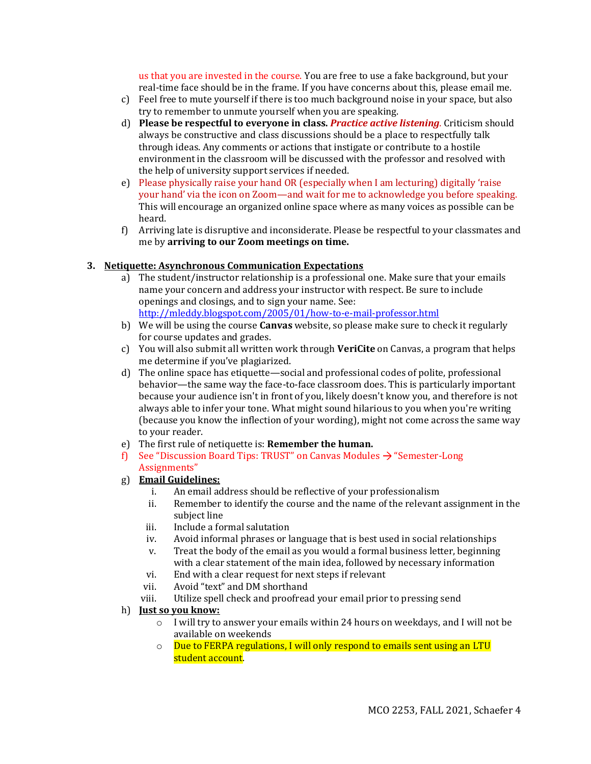us that you are invested in the course. You are free to use a fake background, but your real-time face should be in the frame. If you have concerns about this, please email me.

c) Feel free to mute yourself if there is too much background noise in your space, but also try to remember to unmute yourself when you are speaking.

d) **Please be respectful to everyone in class.** ***Practice active listening***. Criticism should always be constructive and class discussions should be a place to respectfully talk through ideas. Any comments or actions that instigate or contribute to a hostile environment in the classroom will be discussed with the professor and resolved with the help of university support services if needed.

e) Please physically raise your hand OR (especially when I am lecturing) digitally 'raise your hand' via the icon on Zoom—and wait for me to acknowledge you before speaking. This will encourage an organized online space where as many voices as possible can be heard.

f) Arriving late is disruptive and inconsiderate. Please be respectful to your classmates and me by **arriving to our Zoom meetings on time.**

3. **Netiquette: Asynchronous Communication Expectations**

a) The student/instructor relationship is a professional one. Make sure that your emails name your concern and address your instructor with respect. Be sure to include openings and closings, and to sign your name. See: http://mleddy.blogspot.com/2005/01/how-to-e-mail-professor.html

b) We will be using the course **Canvas** website, so please make sure to check it regularly for course updates and grades.

c) You will also submit all written work through **VeriCite** on Canvas, a program that helps me determine if you've plagiarized.

d) The online space has etiquette—social and professional codes of polite, professional behavior—the same way the face-to-face classroom does. This is particularly important because your audience isn't in front of you, likely doesn't know you, and therefore is not always able to infer your tone. What might sound hilarious to you when you're writing (because you know the inflection of your wording), might not come across the same way to your reader.

e) The first rule of netiquette is: **Remember the human.**

f) See "Discussion Board Tips: TRUST" on Canvas Modules → "Semester-Long Assignments"

g) **Email Guidelines:**

   i. An email address should be reflective of your professionalism
   ii. Remember to identify the course and the name of the relevant assignment in the subject line
   iii. Include a formal salutation
   iv. Avoid informal phrases or language that is best used in social relationships
   v. Treat the body of the email as you would a formal business letter, beginning with a clear statement of the main idea, followed by necessary information
   vi. End with a clear request for next steps if relevant
   vii. Avoid "text" and DM shorthand
   viii. Utilize spell check and proofread your email prior to pressing send

h) **Just so you know:**

   - I will try to answer your emails within 24 hours on weekdays, and I will not be available on weekends
   - Due to FERPA regulations, I will only respond to emails sent using an LTU student account.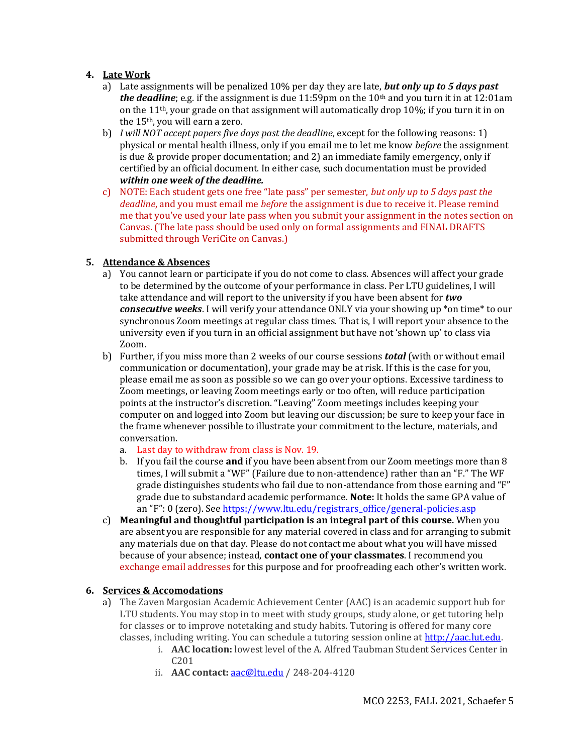4. **Late Work**
   a) Late assignments will be penalized 10% per day they are late, ***but only up to 5 days past the deadline***; e.g. if the assignment is due 11:59pm on the 10th and you turn it in at 12:01am on the 11th, your grade on that assignment will automatically drop 10%; if you turn it in on the 15th, you will earn a zero.
   b) *I will NOT accept papers five days past the deadline*, except for the following reasons: 1) physical or mental health illness, only if you email me to let me know *before* the assignment is due & provide proper documentation; and 2) an immediate family emergency, only if certified by an official document. In either case, such documentation must be provided ***within one week of the deadline.***
   c) NOTE: Each student gets one free "late pass" per semester, *but only up to 5 days past the deadline*, and you must email me *before* the assignment is due to receive it. Please remind me that you've used your late pass when you submit your assignment in the notes section on Canvas. (The late pass should be used only on formal assignments and FINAL DRAFTS submitted through VeriCite on Canvas.)

5. **Attendance & Absences**
   a) You cannot learn or participate if you do not come to class. Absences will affect your grade to be determined by the outcome of your performance in class. Per LTU guidelines, I will take attendance and will report to the university if you have been absent for ***two consecutive weeks***. I will verify your attendance ONLY via your showing up *on time* to our synchronous Zoom meetings at regular class times. That is, I will report your absence to the university even if you turn in an official assignment but have not 'shown up' to class via Zoom.
   b) Further, if you miss more than 2 weeks of our course sessions ***total*** (with or without email communication or documentation), your grade may be at risk. If this is the case for you, please email me as soon as possible so we can go over your options. Excessive tardiness to Zoom meetings, or leaving Zoom meetings early or too often, will reduce participation points at the instructor's discretion. "Leaving" Zoom meetings includes keeping your computer on and logged into Zoom but leaving our discussion; be sure to keep your face in the frame whenever possible to illustrate your commitment to the lecture, materials, and conversation.
      a. Last day to withdraw from class is Nov. 19.
      b. If you fail the course **and** if you have been absent from our Zoom meetings more than 8 times, I will submit a "WF" (Failure due to non-attendence) rather than an "F." The WF grade distinguishes students who fail due to non-attendance from those earning and "F" grade due to substandard academic performance. **Note:** It holds the same GPA value of an "F": 0 (zero). See https://www.ltu.edu/registrars_office/general-policies.asp
   c) **Meaningful and thoughtful participation is an integral part of this course.** When you are absent you are responsible for any material covered in class and for arranging to submit any materials due on that day. Please do not contact me about what you will have missed because of your absence; instead, **contact one of your classmates**. I recommend you exchange email addresses for this purpose and for proofreading each other's written work.

6. **Services & Accomodations**
   a) The Zaven Margosian Academic Achievement Center (AAC) is an academic support hub for LTU students. You may stop in to meet with study groups, study alone, or get tutoring help for classes or to improve notetaking and study habits. Tutoring is offered for many core classes, including writing. You can schedule a tutoring session online at http://aac.lut.edu.
      i. **AAC location:** lowest level of the A. Alfred Taubman Student Services Center in C201
      ii. **AAC contact:** aac@ltu.edu / 248-204-4120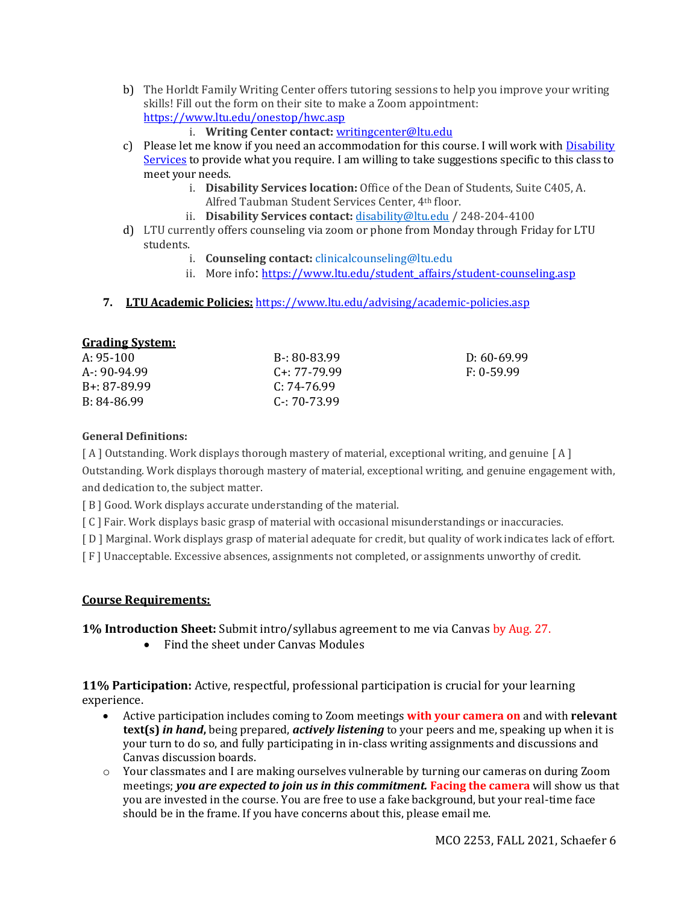b) The Horldt Family Writing Center offers tutoring sessions to help you improve your writing skills! Fill out the form on their site to make a Zoom appointment: https://www.ltu.edu/onestop/hwc.asp
    i. **Writing Center contact:** writingcenter@ltu.edu

c) Please let me know if you need an accommodation for this course. I will work with Disability Services to provide what you require. I am willing to take suggestions specific to this class to meet your needs.
    i. **Disability Services location:** Office of the Dean of Students, Suite C405, A. Alfred Taubman Student Services Center, 4th floor.
    ii. **Disability Services contact:** disability@ltu.edu / 248-204-4100

d) LTU currently offers counseling via zoom or phone from Monday through Friday for LTU students.
    i. **Counseling contact:** clinicalcounseling@ltu.edu
    ii. More info: https://www.ltu.edu/student_affairs/student-counseling.asp

**7. LTU Academic Policies:** https://www.ltu.edu/advising/academic-policies.asp

## Grading System:

| | | |
|---|---|---|
| A: 95-100 | B-: 80-83.99 | D: 60-69.99 |
| A-: 90-94.99 | C+: 77-79.99 | F: 0-59.99 |
| B+: 87-89.99 | C: 74-76.99 | |
| B: 84-86.99 | C-: 70-73.99 | |

**General Definitions:**

[ A ] Outstanding. Work displays thorough mastery of material, exceptional writing, and genuine [ A ] Outstanding. Work displays thorough mastery of material, exceptional writing, and genuine engagement with, and dedication to, the subject matter.

[ B ] Good. Work displays accurate understanding of the material.

[ C ] Fair. Work displays basic grasp of material with occasional misunderstandings or inaccuracies.

[ D ] Marginal. Work displays grasp of material adequate for credit, but quality of work indicates lack of effort.

[ F ] Unacceptable. Excessive absences, assignments not completed, or assignments unworthy of credit.

## Course Requirements:

**1% Introduction Sheet:** Submit intro/syllabus agreement to me via Canvas by Aug. 27.

- Find the sheet under Canvas Modules

**11% Participation:** Active, respectful, professional participation is crucial for your learning experience.

- Active participation includes coming to Zoom meetings **with your camera on** and with **relevant text(s) *in hand*,** being prepared, ***actively listening*** to your peers and me, speaking up when it is your turn to do so, and fully participating in in-class writing assignments and discussions and Canvas discussion boards.
    - Your classmates and I are making ourselves vulnerable by turning our cameras on during Zoom meetings; ***you are expected to join us in this commitment.*** **Facing the camera** will show us that you are invested in the course. You are free to use a fake background, but your real-time face should be in the frame. If you have concerns about this, please email me.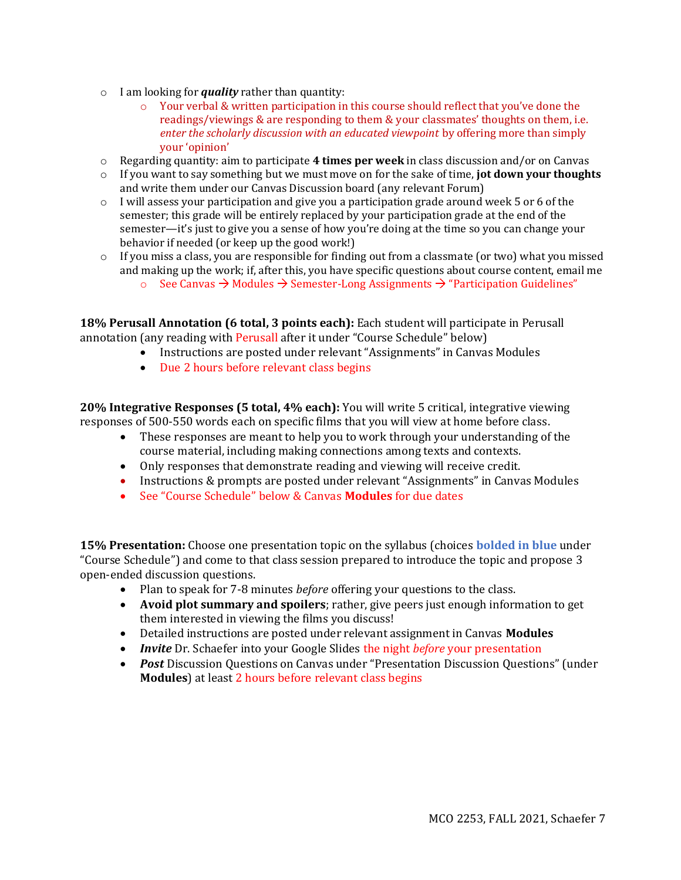- I am looking for ***quality*** rather than quantity:
    - Your verbal & written participation in this course should reflect that you've done the readings/viewings & are responding to them & your classmates' thoughts on them, i.e. *enter the scholarly discussion with an educated viewpoint* by offering more than simply your 'opinion'
- Regarding quantity: aim to participate **4 times per week** in class discussion and/or on Canvas
- If you want to say something but we must move on for the sake of time, **jot down your thoughts** and write them under our Canvas Discussion board (any relevant Forum)
- I will assess your participation and give you a participation grade around week 5 or 6 of the semester; this grade will be entirely replaced by your participation grade at the end of the semester—it's just to give you a sense of how you're doing at the time so you can change your behavior if needed (or keep up the good work!)
- If you miss a class, you are responsible for finding out from a classmate (or two) what you missed and making up the work; if, after this, you have specific questions about course content, email me
    - See Canvas → Modules → Semester-Long Assignments → "Participation Guidelines"

**18% Perusall Annotation (6 total, 3 points each):** Each student will participate in Perusall annotation (any reading with Perusall after it under "Course Schedule" below)

- Instructions are posted under relevant "Assignments" in Canvas Modules
- Due 2 hours before relevant class begins

**20% Integrative Responses (5 total, 4% each):** You will write 5 critical, integrative viewing responses of 500-550 words each on specific films that you will view at home before class.

- These responses are meant to help you to work through your understanding of the course material, including making connections among texts and contexts.
- Only responses that demonstrate reading and viewing will receive credit.
- Instructions & prompts are posted under relevant "Assignments" in Canvas Modules
- See "Course Schedule" below & Canvas **Modules** for due dates

**15% Presentation:** Choose one presentation topic on the syllabus (choices **bolded in blue** under "Course Schedule") and come to that class session prepared to introduce the topic and propose 3 open-ended discussion questions.

- Plan to speak for 7-8 minutes *before* offering your questions to the class.
- **Avoid plot summary and spoilers**; rather, give peers just enough information to get them interested in viewing the films you discuss!
- Detailed instructions are posted under relevant assignment in Canvas **Modules**
- ***Invite*** Dr. Schaefer into your Google Slides the night *before* your presentation
- ***Post*** Discussion Questions on Canvas under "Presentation Discussion Questions" (under **Modules**) at least 2 hours before relevant class begins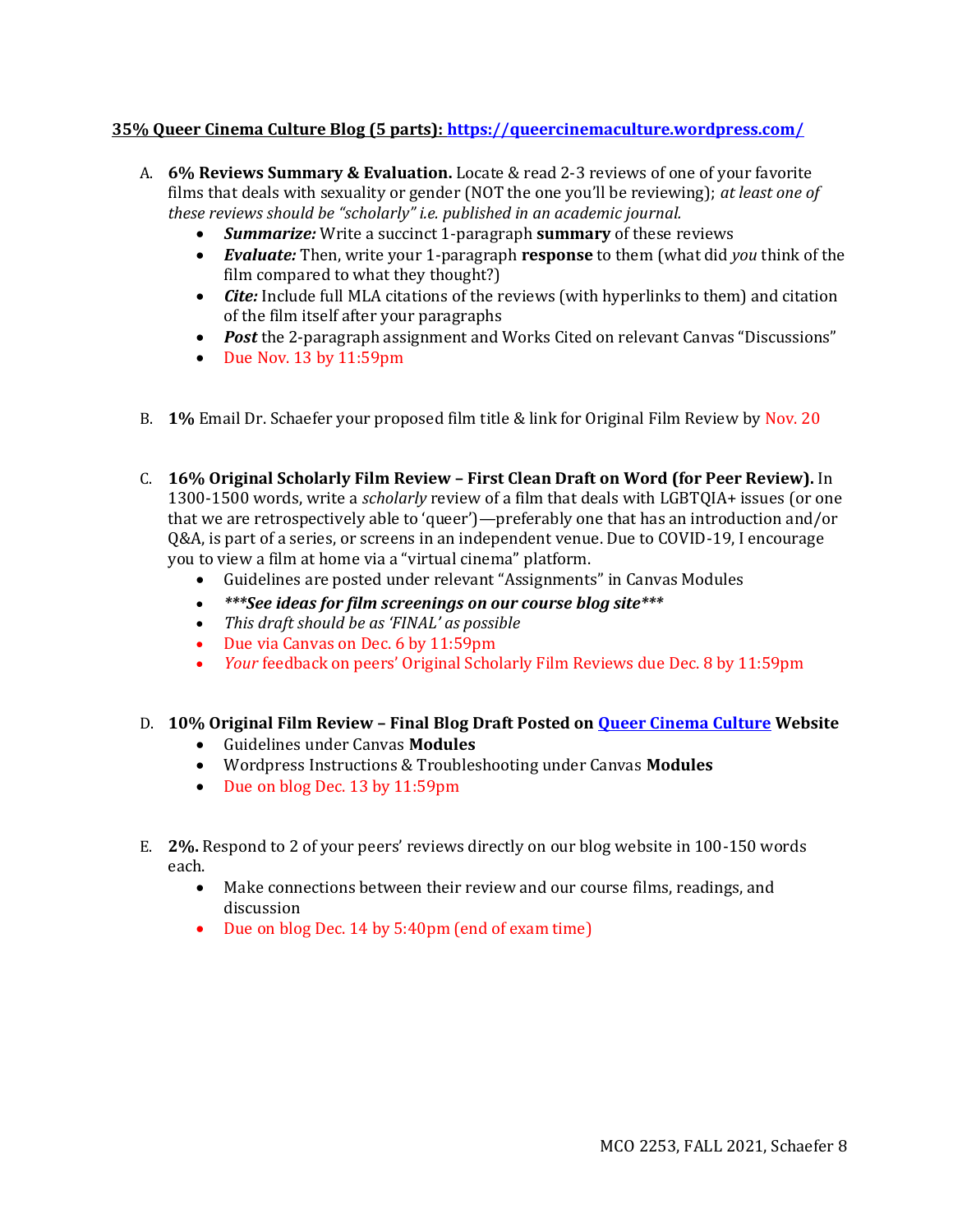**35% Queer Cinema Culture Blog (5 parts): [https://queercinemaculture.wordpress.com/](https://queercinemaculture.wordpress.com/)**

A. **6% Reviews Summary & Evaluation.** Locate & read 2-3 reviews of one of your favorite films that deals with sexuality or gender (NOT the one you'll be reviewing); *at least one of these reviews should be "scholarly" i.e. published in an academic journal.*
   - ***Summarize:*** Write a succinct 1-paragraph **summary** of these reviews
   - ***Evaluate:*** Then, write your 1-paragraph **response** to them (what did *you* think of the film compared to what they thought?)
   - ***Cite:*** Include full MLA citations of the reviews (with hyperlinks to them) and citation of the film itself after your paragraphs
   - ***Post*** the 2-paragraph assignment and Works Cited on relevant Canvas "Discussions"
   - Due Nov. 13 by 11:59pm

B. **1%** Email Dr. Schaefer your proposed film title & link for Original Film Review by Nov. 20

C. **16% Original Scholarly Film Review – First Clean Draft on Word (for Peer Review).** In 1300-1500 words, write a *scholarly* review of a film that deals with LGBTQIA+ issues (or one that we are retrospectively able to 'queer')—preferably one that has an introduction and/or Q&A, is part of a series, or screens in an independent venue. Due to COVID-19, I encourage you to view a film at home via a "virtual cinema" platform.
   - Guidelines are posted under relevant "Assignments" in Canvas Modules
   - ***\*\*\*See ideas for film screenings on our course blog site\*\*\****
   - *This draft should be as 'FINAL' as possible*
   - Due via Canvas on Dec. 6 by 11:59pm
   - *Your* feedback on peers' Original Scholarly Film Reviews due Dec. 8 by 11:59pm

D. **10% Original Film Review – Final Blog Draft Posted on [Queer Cinema Culture](https://queercinemaculture.wordpress.com/) Website**
   - Guidelines under Canvas **Modules**
   - Wordpress Instructions & Troubleshooting under Canvas **Modules**
   - Due on blog Dec. 13 by 11:59pm

E. **2%.** Respond to 2 of your peers' reviews directly on our blog website in 100-150 words each.
   - Make connections between their review and our course films, readings, and discussion
   - Due on blog Dec. 14 by 5:40pm (end of exam time)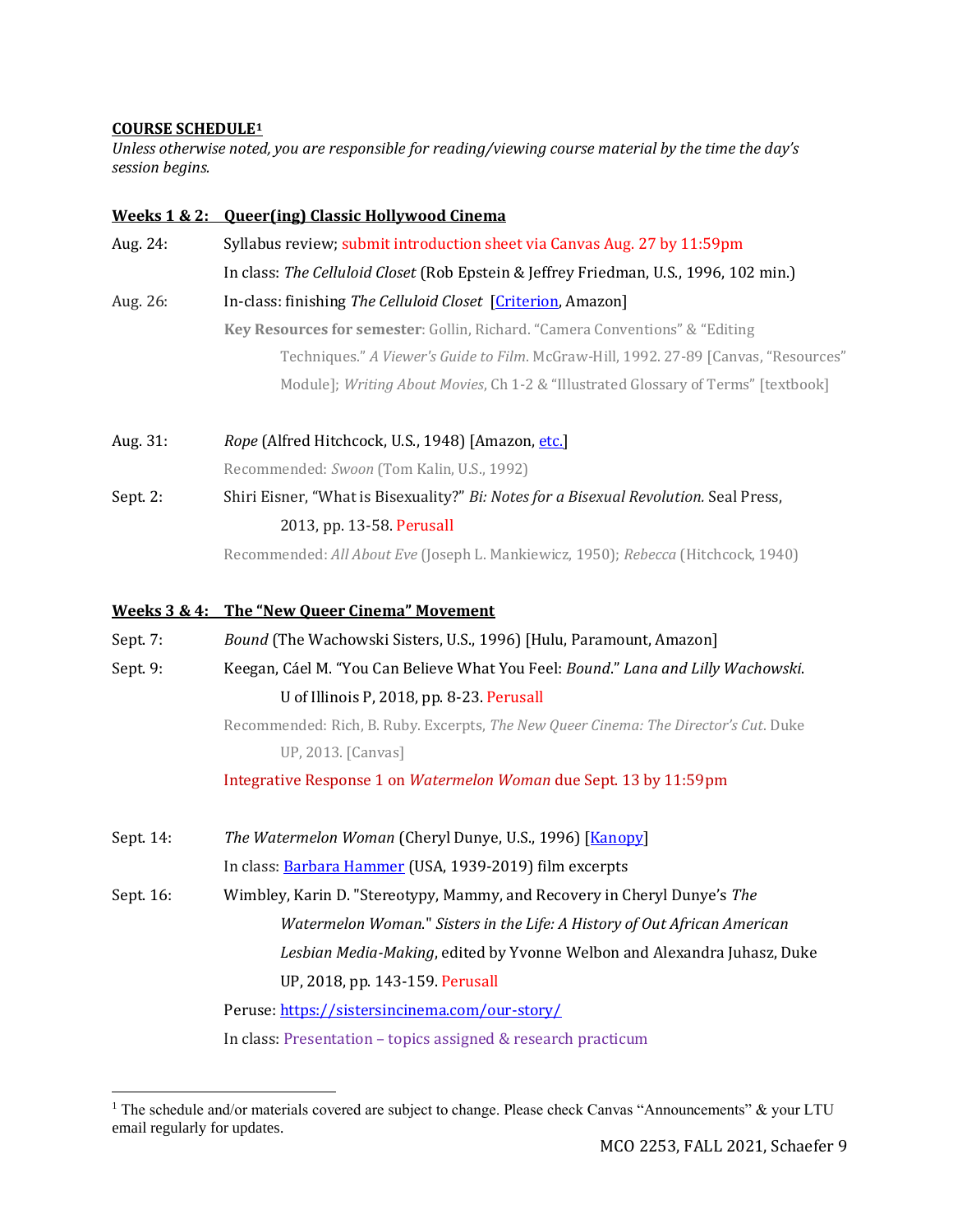**COURSE SCHEDULE[1]**

*Unless otherwise noted, you are responsible for reading/viewing course material by the time the day's session begins.*

**Weeks 1 & 2: Queer(ing) Classic Hollywood Cinema**

Aug. 24: Syllabus review; submit introduction sheet via Canvas Aug. 27 by 11:59pm

In class: *The Celluloid Closet* (Rob Epstein & Jeffrey Friedman, U.S., 1996, 102 min.)

Aug. 26: In-class: finishing *The Celluloid Closet* [Criterion, Amazon]

**Key Resources for semester**: Gollin, Richard. "Camera Conventions" & "Editing Techniques." *A Viewer's Guide to Film*. McGraw-Hill, 1992. 27-89 [Canvas, "Resources" Module]; *Writing About Movies*, Ch 1-2 & "Illustrated Glossary of Terms" [textbook]

Aug. 31: *Rope* (Alfred Hitchcock, U.S., 1948) [Amazon, etc.]

Recommended: *Swoon* (Tom Kalin, U.S., 1992)

Sept. 2: Shiri Eisner, "What is Bisexuality?" *Bi: Notes for a Bisexual Revolution.* Seal Press, 2013, pp. 13-58. Perusall

Recommended: *All About Eve* (Joseph L. Mankiewicz, 1950); *Rebecca* (Hitchcock, 1940)

**Weeks 3 & 4: The "New Queer Cinema" Movement**

Sept. 7: *Bound* (The Wachowski Sisters, U.S., 1996) [Hulu, Paramount, Amazon]

Sept. 9: Keegan, Cáel M. "You Can Believe What You Feel: *Bound*." *Lana and Lilly Wachowski*. U of Illinois P, 2018, pp. 8-23. Perusall

Recommended: Rich, B. Ruby. Excerpts, *The New Queer Cinema: The Director's Cut*. Duke UP, 2013. [Canvas]

Integrative Response 1 on *Watermelon Woman* due Sept. 13 by 11:59pm

Sept. 14: *The Watermelon Woman* (Cheryl Dunye, U.S., 1996) [Kanopy]

In class: Barbara Hammer (USA, 1939-2019) film excerpts

Sept. 16: Wimbley, Karin D. "Stereotypy, Mammy, and Recovery in Cheryl Dunye's *The Watermelon Woman*." *Sisters in the Life: A History of Out African American Lesbian Media-Making*, edited by Yvonne Welbon and Alexandra Juhasz, Duke UP, 2018, pp. 143-159. Perusall

Peruse: https://sistersincinema.com/our-story/

In class: Presentation – topics assigned & research practicum

---

[1] The schedule and/or materials covered are subject to change. Please check Canvas "Announcements" & your LTU email regularly for updates.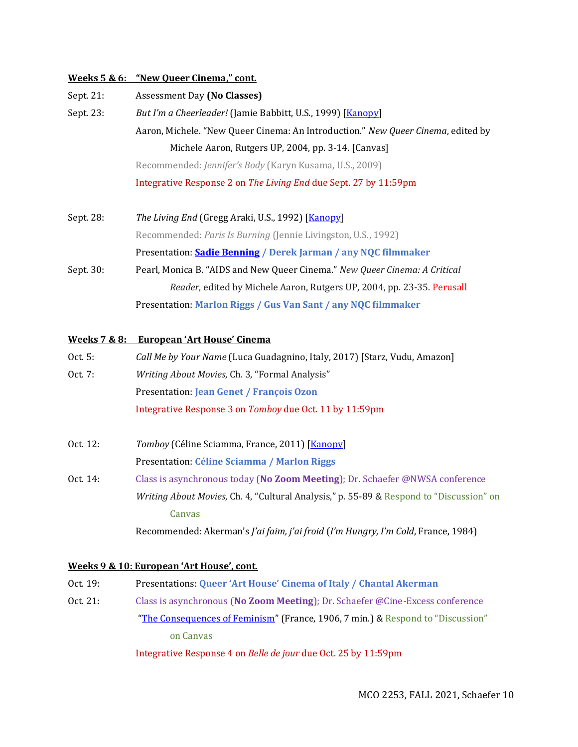**Weeks 5 & 6: "New Queer Cinema," cont.**

Sept. 21: Assessment Day **(No Classes)**

Sept. 23: *But I'm a Cheerleader!* (Jamie Babbitt, U.S., 1999) [Kanopy]

Aaron, Michele. "New Queer Cinema: An Introduction." *New Queer Cinema*, edited by Michele Aaron, Rutgers UP, 2004, pp. 3-14. [Canvas]

Recommended: *Jennifer's Body* (Karyn Kusama, U.S., 2009)

Integrative Response 2 on *The Living End* due Sept. 27 by 11:59pm

Sept. 28: *The Living End* (Gregg Araki, U.S., 1992) [Kanopy]

Recommended: *Paris Is Burning* (Jennie Livingston, U.S., 1992)

Presentation: **Sadie Benning / Derek Jarman / any NQC filmmaker**

Sept. 30: Pearl, Monica B. "AIDS and New Queer Cinema." *New Queer Cinema: A Critical Reader*, edited by Michele Aaron, Rutgers UP, 2004, pp. 23-35. Perusall

Presentation: **Marlon Riggs / Gus Van Sant / any NQC filmmaker**

**Weeks 7 & 8: European 'Art House' Cinema**

Oct. 5: *Call Me by Your Name* (Luca Guadagnino, Italy, 2017) [Starz, Vudu, Amazon]

Oct. 7: *Writing About Movies*, Ch. 3, "Formal Analysis"

Presentation: **Jean Genet / François Ozon**

Integrative Response 3 on *Tomboy* due Oct. 11 by 11:59pm

Oct. 12: *Tomboy* (Céline Sciamma, France, 2011) [Kanopy]

Presentation: **Céline Sciamma / Marlon Riggs**

Oct. 14: Class is asynchronous today (**No Zoom Meeting**); Dr. Schaefer @NWSA conference

*Writing About Movies*, Ch. 4, "Cultural Analysis," p. 55-89 & Respond to "Discussion" on Canvas

Recommended: Akerman's *J'ai faim, j'ai froid* (*I'm Hungry, I'm Cold*, France, 1984)

**Weeks 9 & 10: European 'Art House', cont.**

Oct. 19: Presentations: **Queer 'Art House' Cinema of Italy / Chantal Akerman**

Oct. 21: Class is asynchronous (**No Zoom Meeting**); Dr. Schaefer @Cine-Excess conference

"The Consequences of Feminism" (France, 1906, 7 min.) & Respond to "Discussion" on Canvas

Integrative Response 4 on *Belle de jour* due Oct. 25 by 11:59pm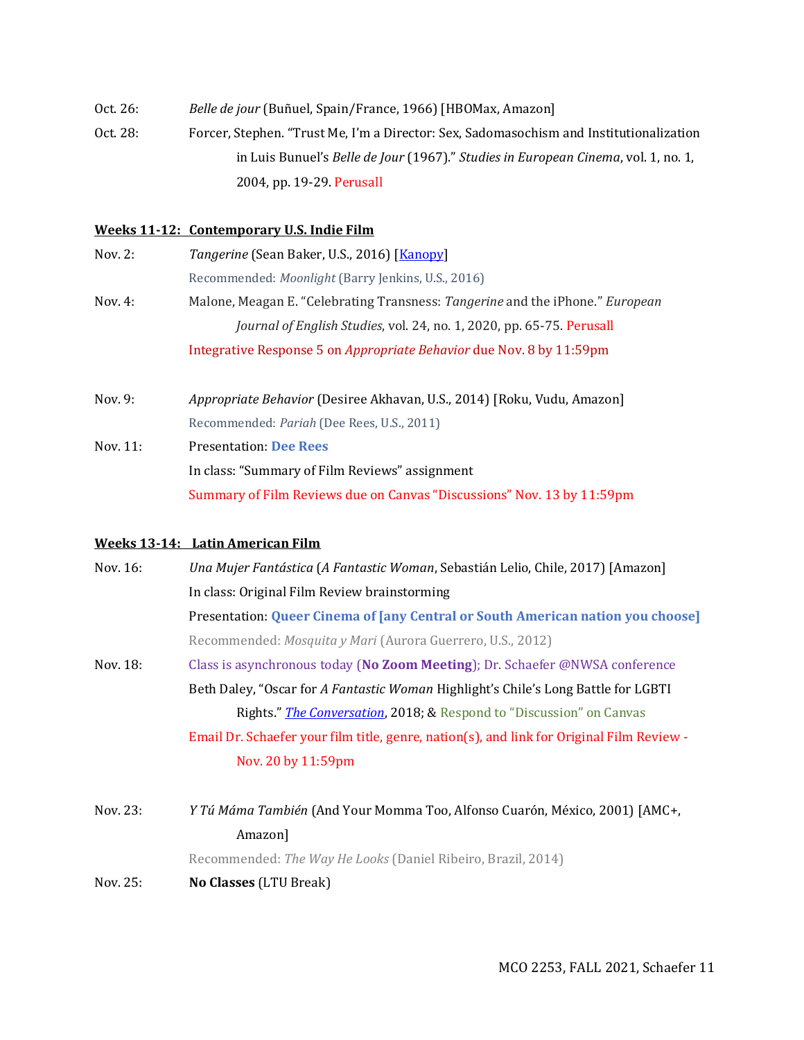Oct. 26: *Belle de jour* (Buñuel, Spain/France, 1966) [HBOMax, Amazon]

Oct. 28: Forcer, Stephen. "Trust Me, I'm a Director: Sex, Sadomasochism and Institutionalization in Luis Bunuel's *Belle de Jour* (1967)." *Studies in European Cinema*, vol. 1, no. 1, 2004, pp. 19-29. Perusall

**Weeks 11-12: Contemporary U.S. Indie Film**

Nov. 2: *Tangerine* (Sean Baker, U.S., 2016) [Kanopy]
Recommended: *Moonlight* (Barry Jenkins, U.S., 2016)

Nov. 4: Malone, Meagan E. "Celebrating Transness: *Tangerine* and the iPhone." *European Journal of English Studies*, vol. 24, no. 1, 2020, pp. 65-75. Perusall
Integrative Response 5 on *Appropriate Behavior* due Nov. 8 by 11:59pm

Nov. 9: *Appropriate Behavior* (Desiree Akhavan, U.S., 2014) [Roku, Vudu, Amazon]
Recommended: *Pariah* (Dee Rees, U.S., 2011)

Nov. 11: Presentation: **Dee Rees**
In class: "Summary of Film Reviews" assignment
Summary of Film Reviews due on Canvas "Discussions" Nov. 13 by 11:59pm

**Weeks 13-14: Latin American Film**

Nov. 16: *Una Mujer Fantástica* (*A Fantastic Woman*, Sebastián Lelio, Chile, 2017) [Amazon]
In class: Original Film Review brainstorming
Presentation: **Queer Cinema of [any Central or South American nation you choose]**
Recommended: *Mosquita y Mari* (Aurora Guerrero, U.S., 2012)

Nov. 18: Class is asynchronous today (**No Zoom Meeting**); Dr. Schaefer @NWSA conference
Beth Daley, "Oscar for *A Fantastic Woman* Highlight's Chile's Long Battle for LGBTI Rights." ***The Conversation***, 2018; & Respond to "Discussion" on Canvas
Email Dr. Schaefer your film title, genre, nation(s), and link for Original Film Review - Nov. 20 by 11:59pm

Nov. 23: *Y Tú Máma También* (And Your Momma Too, Alfonso Cuarón, México, 2001) [AMC+, Amazon]
Recommended: *The Way He Looks* (Daniel Ribeiro, Brazil, 2014)

Nov. 25: **No Classes** (LTU Break)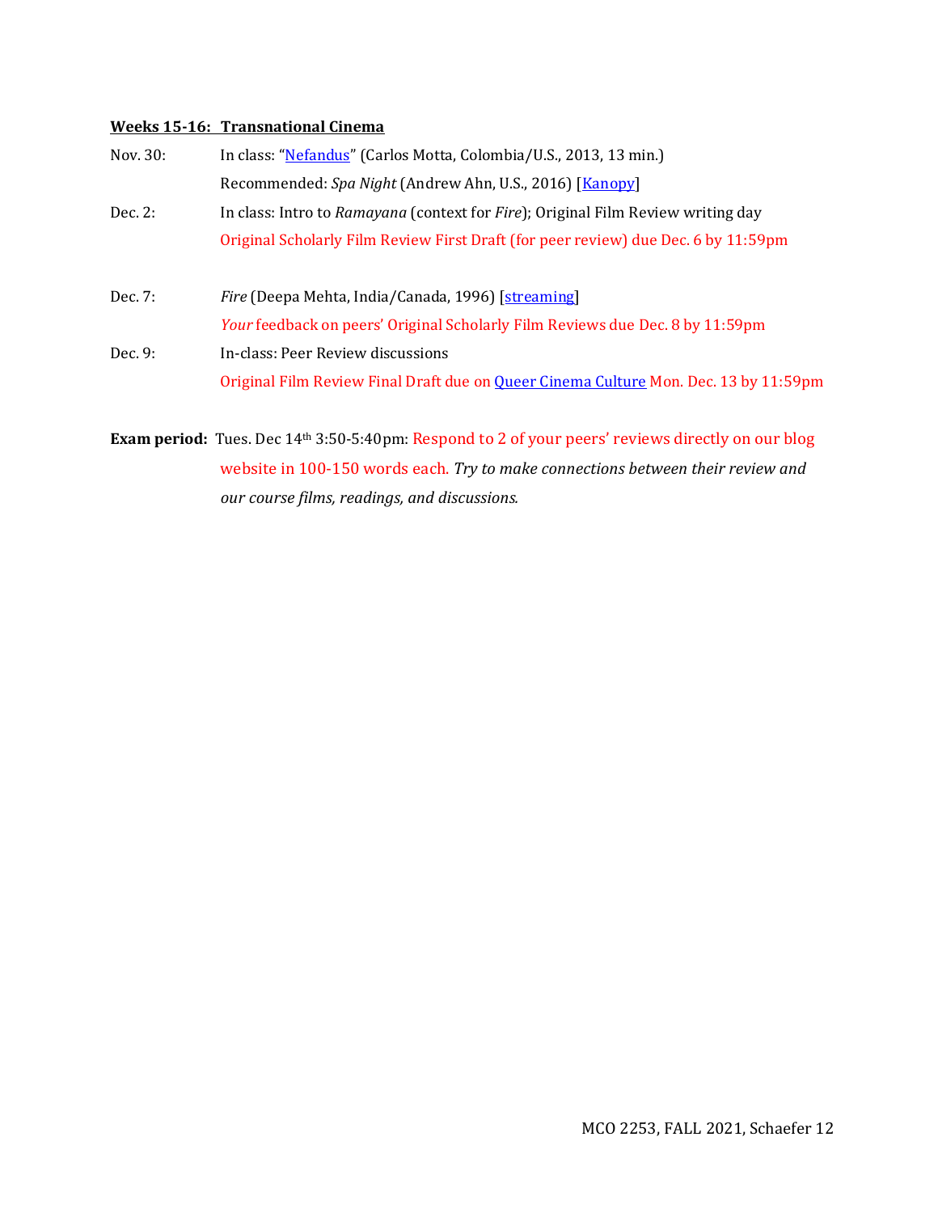**Weeks 15-16: Transnational Cinema**

Nov. 30: In class: "Nefandus" (Carlos Motta, Colombia/U.S., 2013, 13 min.)
Recommended: *Spa Night* (Andrew Ahn, U.S., 2016) [Kanopy]

Dec. 2: In class: Intro to *Ramayana* (context for *Fire*); Original Film Review writing day
Original Scholarly Film Review First Draft (for peer review) due Dec. 6 by 11:59pm

Dec. 7: *Fire* (Deepa Mehta, India/Canada, 1996) [streaming]
*Your* feedback on peers' Original Scholarly Film Reviews due Dec. 8 by 11:59pm

Dec. 9: In-class: Peer Review discussions
Original Film Review Final Draft due on Queer Cinema Culture Mon. Dec. 13 by 11:59pm

**Exam period:** Tues. Dec 14th 3:50-5:40pm: Respond to 2 of your peers' reviews directly on our blog website in 100-150 words each. *Try to make connections between their review and our course films, readings, and discussions.*